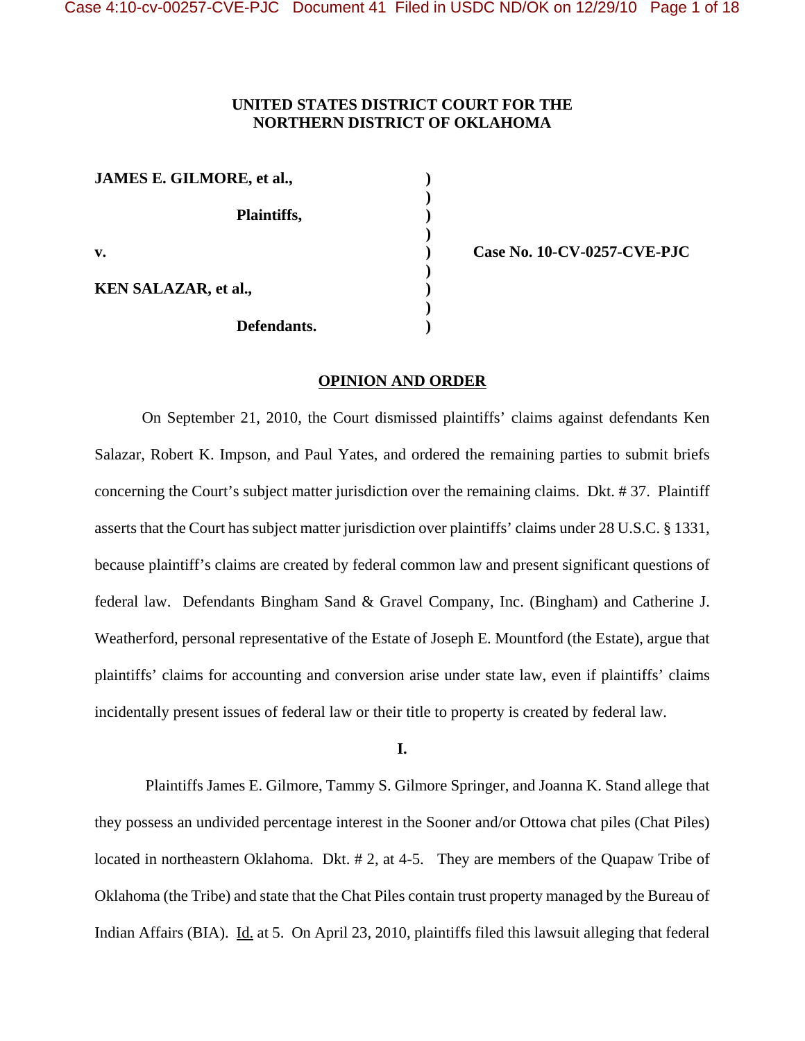**UNITED STATES DISTRICT COURT FOR THE**
**NORTHERN DISTRICT OF OKLAHOMA**

| | | |
|---|---|---|
| **JAMES E. GILMORE, et al.,** | ) | |
| | ) | |
| **Plaintiffs,** | ) | |
| | ) | |
| **v.** | ) | **Case No. 10-CV-0257-CVE-PJC** |
| | ) | |
| **KEN SALAZAR, et al.,** | ) | |
| | ) | |
| **Defendants.** | ) | |

**OPINION AND ORDER**

On September 21, 2010, the Court dismissed plaintiffs' claims against defendants Ken Salazar, Robert K. Impson, and Paul Yates, and ordered the remaining parties to submit briefs concerning the Court's subject matter jurisdiction over the remaining claims. Dkt. # 37. Plaintiff asserts that the Court has subject matter jurisdiction over plaintiffs' claims under 28 U.S.C. § 1331, because plaintiff's claims are created by federal common law and present significant questions of federal law. Defendants Bingham Sand & Gravel Company, Inc. (Bingham) and Catherine J. Weatherford, personal representative of the Estate of Joseph E. Mountford (the Estate), argue that plaintiffs' claims for accounting and conversion arise under state law, even if plaintiffs' claims incidentally present issues of federal law or their title to property is created by federal law.

**I.**

Plaintiffs James E. Gilmore, Tammy S. Gilmore Springer, and Joanna K. Stand allege that they possess an undivided percentage interest in the Sooner and/or Ottowa chat piles (Chat Piles) located in northeastern Oklahoma. Dkt. # 2, at 4-5. They are members of the Quapaw Tribe of Oklahoma (the Tribe) and state that the Chat Piles contain trust property managed by the Bureau of Indian Affairs (BIA). Id. at 5. On April 23, 2010, plaintiffs filed this lawsuit alleging that federal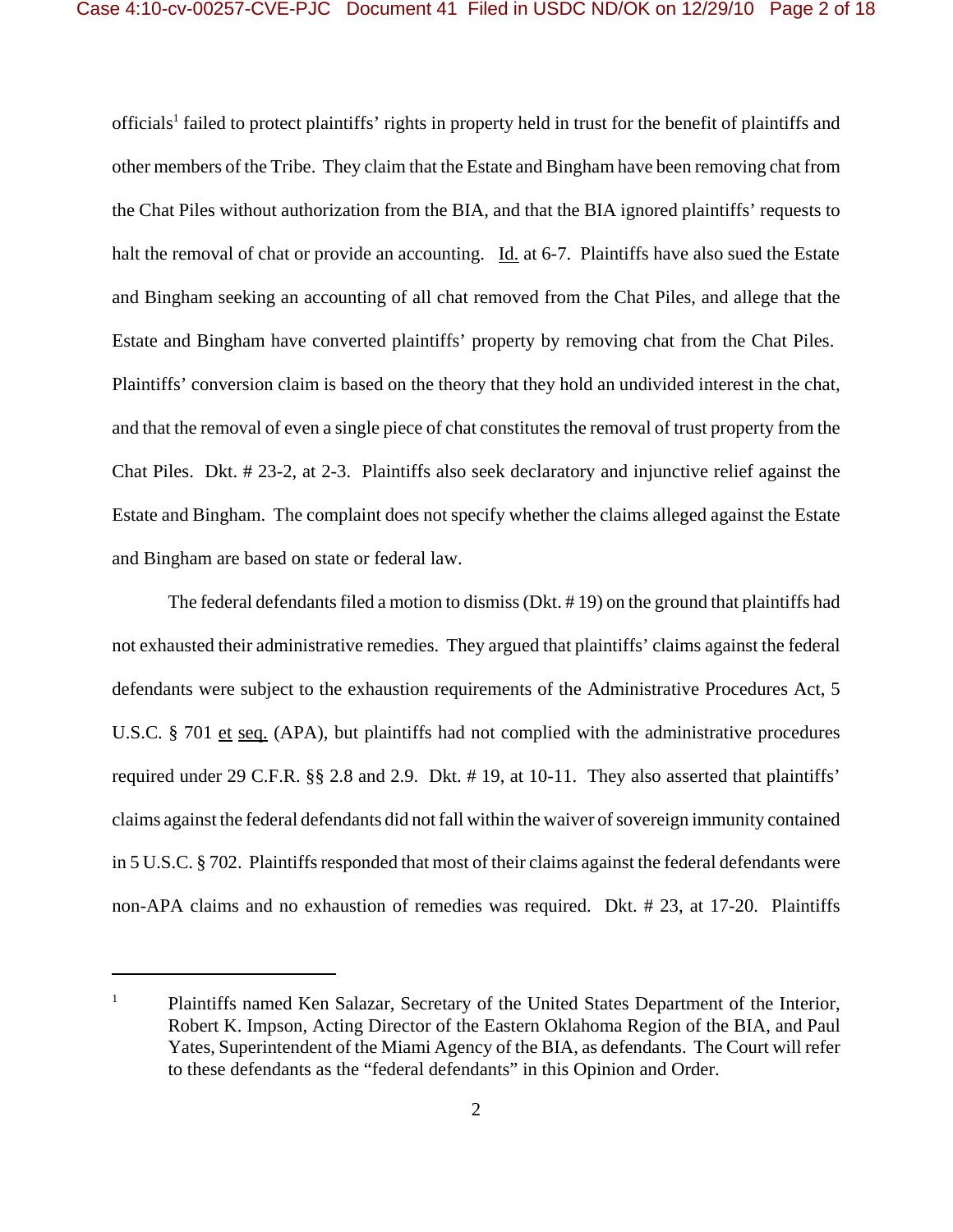officials[1] failed to protect plaintiffs' rights in property held in trust for the benefit of plaintiffs and other members of the Tribe. They claim that the Estate and Bingham have been removing chat from the Chat Piles without authorization from the BIA, and that the BIA ignored plaintiffs' requests to halt the removal of chat or provide an accounting. Id. at 6-7. Plaintiffs have also sued the Estate and Bingham seeking an accounting of all chat removed from the Chat Piles, and allege that the Estate and Bingham have converted plaintiffs' property by removing chat from the Chat Piles. Plaintiffs' conversion claim is based on the theory that they hold an undivided interest in the chat, and that the removal of even a single piece of chat constitutes the removal of trust property from the Chat Piles. Dkt. # 23-2, at 2-3. Plaintiffs also seek declaratory and injunctive relief against the Estate and Bingham. The complaint does not specify whether the claims alleged against the Estate and Bingham are based on state or federal law.

The federal defendants filed a motion to dismiss (Dkt. # 19) on the ground that plaintiffs had not exhausted their administrative remedies. They argued that plaintiffs' claims against the federal defendants were subject to the exhaustion requirements of the Administrative Procedures Act, 5 U.S.C. § 701 et seq. (APA), but plaintiffs had not complied with the administrative procedures required under 29 C.F.R. §§ 2.8 and 2.9. Dkt. # 19, at 10-11. They also asserted that plaintiffs' claims against the federal defendants did not fall within the waiver of sovereign immunity contained in 5 U.S.C. § 702. Plaintiffs responded that most of their claims against the federal defendants were non-APA claims and no exhaustion of remedies was required. Dkt. # 23, at 17-20. Plaintiffs

[1] Plaintiffs named Ken Salazar, Secretary of the United States Department of the Interior, Robert K. Impson, Acting Director of the Eastern Oklahoma Region of the BIA, and Paul Yates, Superintendent of the Miami Agency of the BIA, as defendants. The Court will refer to these defendants as the "federal defendants" in this Opinion and Order.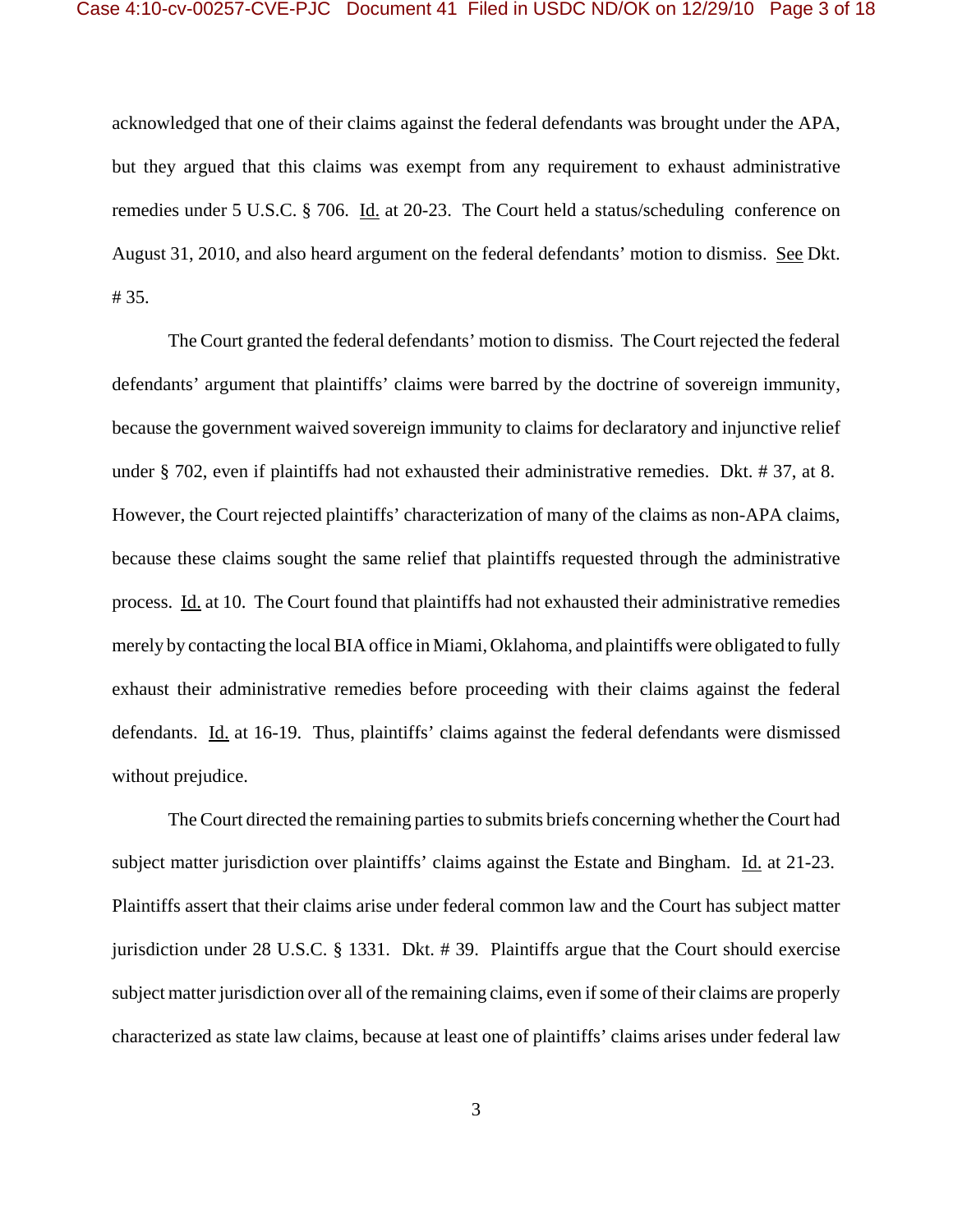acknowledged that one of their claims against the federal defendants was brought under the APA, but they argued that this claims was exempt from any requirement to exhaust administrative remedies under 5 U.S.C. § 706. Id. at 20-23. The Court held a status/scheduling conference on August 31, 2010, and also heard argument on the federal defendants' motion to dismiss. See Dkt. # 35.

The Court granted the federal defendants' motion to dismiss. The Court rejected the federal defendants' argument that plaintiffs' claims were barred by the doctrine of sovereign immunity, because the government waived sovereign immunity to claims for declaratory and injunctive relief under § 702, even if plaintiffs had not exhausted their administrative remedies. Dkt. # 37, at 8. However, the Court rejected plaintiffs' characterization of many of the claims as non-APA claims, because these claims sought the same relief that plaintiffs requested through the administrative process. Id. at 10. The Court found that plaintiffs had not exhausted their administrative remedies merely by contacting the local BIA office in Miami, Oklahoma, and plaintiffs were obligated to fully exhaust their administrative remedies before proceeding with their claims against the federal defendants. Id. at 16-19. Thus, plaintiffs' claims against the federal defendants were dismissed without prejudice.

The Court directed the remaining parties to submits briefs concerning whether the Court had subject matter jurisdiction over plaintiffs' claims against the Estate and Bingham. Id. at 21-23. Plaintiffs assert that their claims arise under federal common law and the Court has subject matter jurisdiction under 28 U.S.C. § 1331. Dkt. # 39. Plaintiffs argue that the Court should exercise subject matter jurisdiction over all of the remaining claims, even if some of their claims are properly characterized as state law claims, because at least one of plaintiffs' claims arises under federal law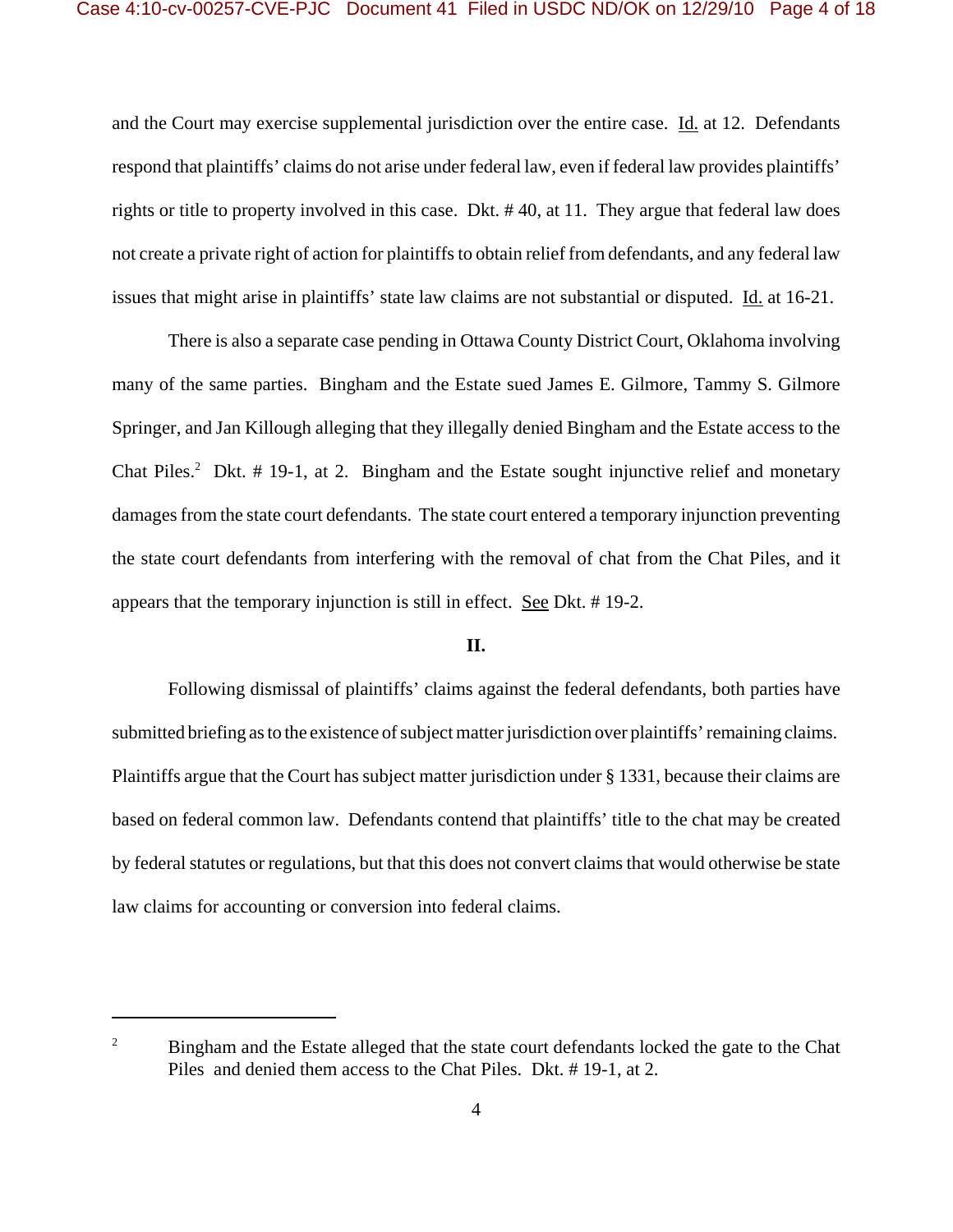and the Court may exercise supplemental jurisdiction over the entire case. Id. at 12. Defendants respond that plaintiffs' claims do not arise under federal law, even if federal law provides plaintiffs' rights or title to property involved in this case. Dkt. # 40, at 11. They argue that federal law does not create a private right of action for plaintiffs to obtain relief from defendants, and any federal law issues that might arise in plaintiffs' state law claims are not substantial or disputed. Id. at 16-21.

There is also a separate case pending in Ottawa County District Court, Oklahoma involving many of the same parties. Bingham and the Estate sued James E. Gilmore, Tammy S. Gilmore Springer, and Jan Killough alleging that they illegally denied Bingham and the Estate access to the Chat Piles.[2] Dkt. # 19-1, at 2. Bingham and the Estate sought injunctive relief and monetary damages from the state court defendants. The state court entered a temporary injunction preventing the state court defendants from interfering with the removal of chat from the Chat Piles, and it appears that the temporary injunction is still in effect. See Dkt. # 19-2.

## II.

Following dismissal of plaintiffs' claims against the federal defendants, both parties have submitted briefing as to the existence of subject matter jurisdiction over plaintiffs' remaining claims. Plaintiffs argue that the Court has subject matter jurisdiction under § 1331, because their claims are based on federal common law. Defendants contend that plaintiffs' title to the chat may be created by federal statutes or regulations, but that this does not convert claims that would otherwise be state law claims for accounting or conversion into federal claims.

---

[2] Bingham and the Estate alleged that the state court defendants locked the gate to the Chat Piles and denied them access to the Chat Piles. Dkt. # 19-1, at 2.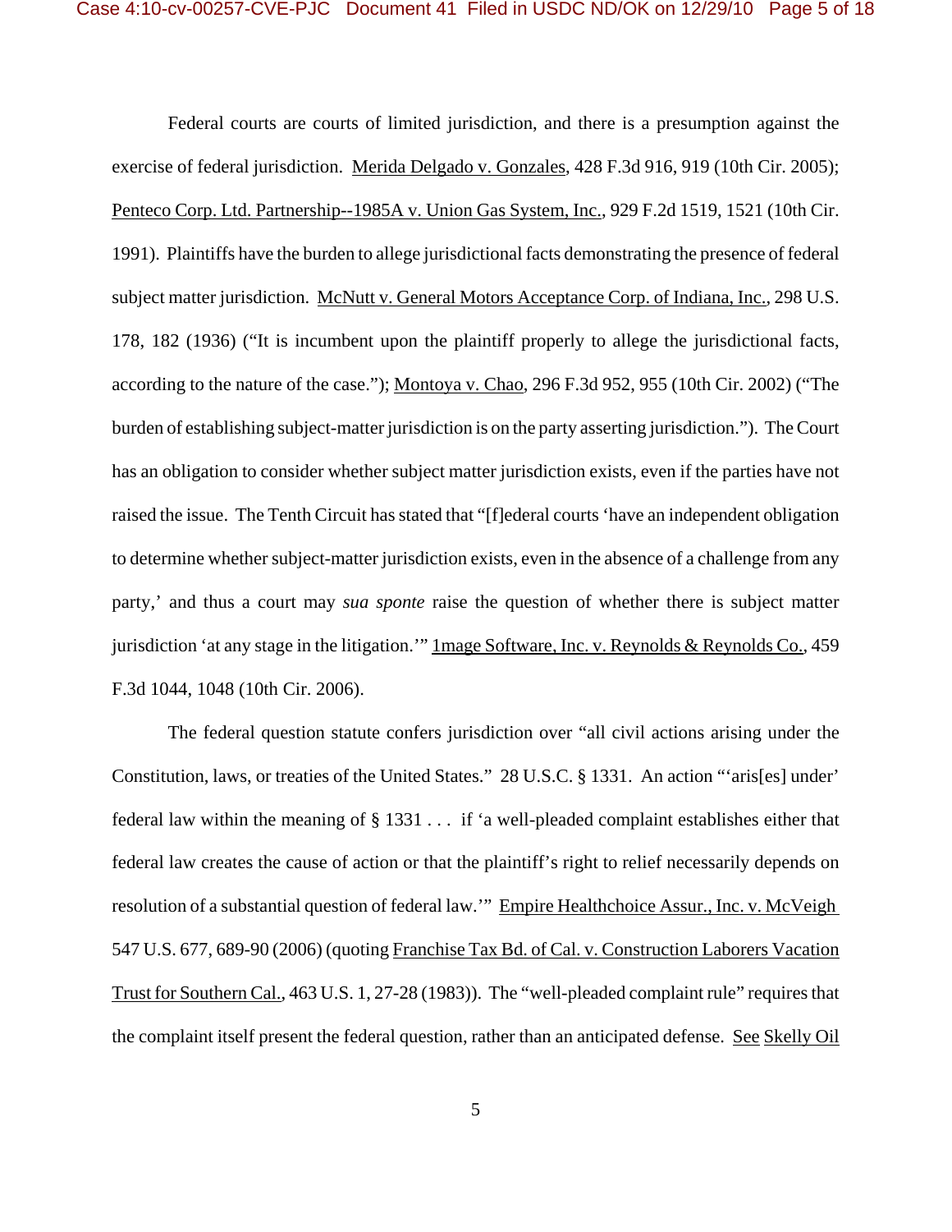Federal courts are courts of limited jurisdiction, and there is a presumption against the exercise of federal jurisdiction. Merida Delgado v. Gonzales, 428 F.3d 916, 919 (10th Cir. 2005); Penteco Corp. Ltd. Partnership--1985A v. Union Gas System, Inc., 929 F.2d 1519, 1521 (10th Cir. 1991). Plaintiffs have the burden to allege jurisdictional facts demonstrating the presence of federal subject matter jurisdiction. McNutt v. General Motors Acceptance Corp. of Indiana, Inc., 298 U.S. 178, 182 (1936) ("It is incumbent upon the plaintiff properly to allege the jurisdictional facts, according to the nature of the case."); Montoya v. Chao, 296 F.3d 952, 955 (10th Cir. 2002) ("The burden of establishing subject-matter jurisdiction is on the party asserting jurisdiction."). The Court has an obligation to consider whether subject matter jurisdiction exists, even if the parties have not raised the issue. The Tenth Circuit has stated that "[f]ederal courts 'have an independent obligation to determine whether subject-matter jurisdiction exists, even in the absence of a challenge from any party,' and thus a court may *sua sponte* raise the question of whether there is subject matter jurisdiction 'at any stage in the litigation.'" 1mage Software, Inc. v. Reynolds & Reynolds Co., 459 F.3d 1044, 1048 (10th Cir. 2006).

The federal question statute confers jurisdiction over "all civil actions arising under the Constitution, laws, or treaties of the United States." 28 U.S.C. § 1331. An action "'aris[es] under' federal law within the meaning of § 1331 . . . if 'a well-pleaded complaint establishes either that federal law creates the cause of action or that the plaintiff's right to relief necessarily depends on resolution of a substantial question of federal law.'" Empire Healthchoice Assur., Inc. v. McVeigh 547 U.S. 677, 689-90 (2006) (quoting Franchise Tax Bd. of Cal. v. Construction Laborers Vacation Trust for Southern Cal., 463 U.S. 1, 27-28 (1983)). The "well-pleaded complaint rule" requires that the complaint itself present the federal question, rather than an anticipated defense. See Skelly Oil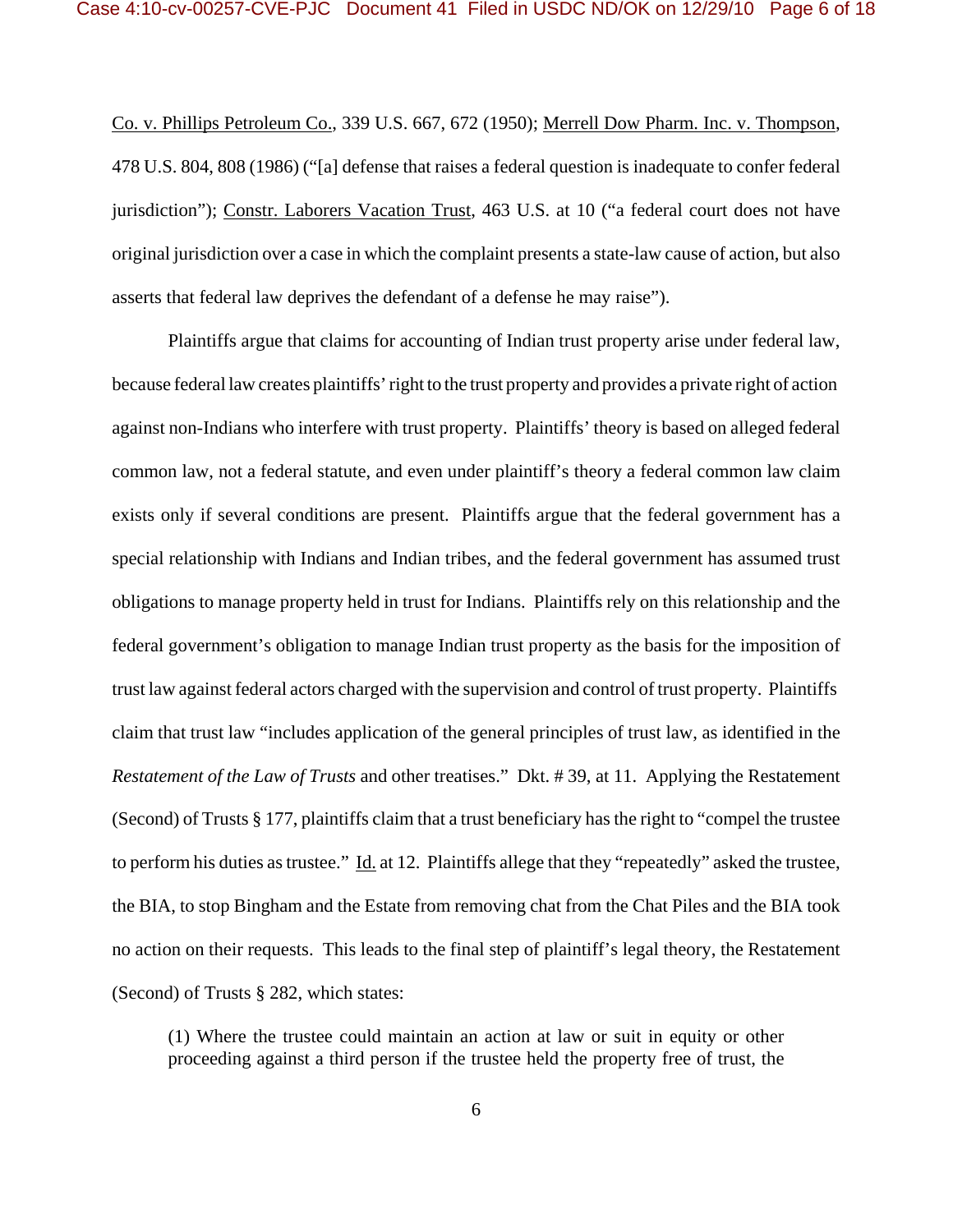Co. v. Phillips Petroleum Co., 339 U.S. 667, 672 (1950); Merrell Dow Pharm. Inc. v. Thompson, 478 U.S. 804, 808 (1986) ("[a] defense that raises a federal question is inadequate to confer federal jurisdiction"); Constr. Laborers Vacation Trust, 463 U.S. at 10 ("a federal court does not have original jurisdiction over a case in which the complaint presents a state-law cause of action, but also asserts that federal law deprives the defendant of a defense he may raise").

Plaintiffs argue that claims for accounting of Indian trust property arise under federal law, because federal law creates plaintiffs' right to the trust property and provides a private right of action against non-Indians who interfere with trust property. Plaintiffs' theory is based on alleged federal common law, not a federal statute, and even under plaintiff's theory a federal common law claim exists only if several conditions are present. Plaintiffs argue that the federal government has a special relationship with Indians and Indian tribes, and the federal government has assumed trust obligations to manage property held in trust for Indians. Plaintiffs rely on this relationship and the federal government's obligation to manage Indian trust property as the basis for the imposition of trust law against federal actors charged with the supervision and control of trust property. Plaintiffs claim that trust law "includes application of the general principles of trust law, as identified in the *Restatement of the Law of Trusts* and other treatises." Dkt. # 39, at 11. Applying the Restatement (Second) of Trusts § 177, plaintiffs claim that a trust beneficiary has the right to "compel the trustee to perform his duties as trustee." Id. at 12. Plaintiffs allege that they "repeatedly" asked the trustee, the BIA, to stop Bingham and the Estate from removing chat from the Chat Piles and the BIA took no action on their requests. This leads to the final step of plaintiff's legal theory, the Restatement (Second) of Trusts § 282, which states:

> (1) Where the trustee could maintain an action at law or suit in equity or other proceeding against a third person if the trustee held the property free of trust, the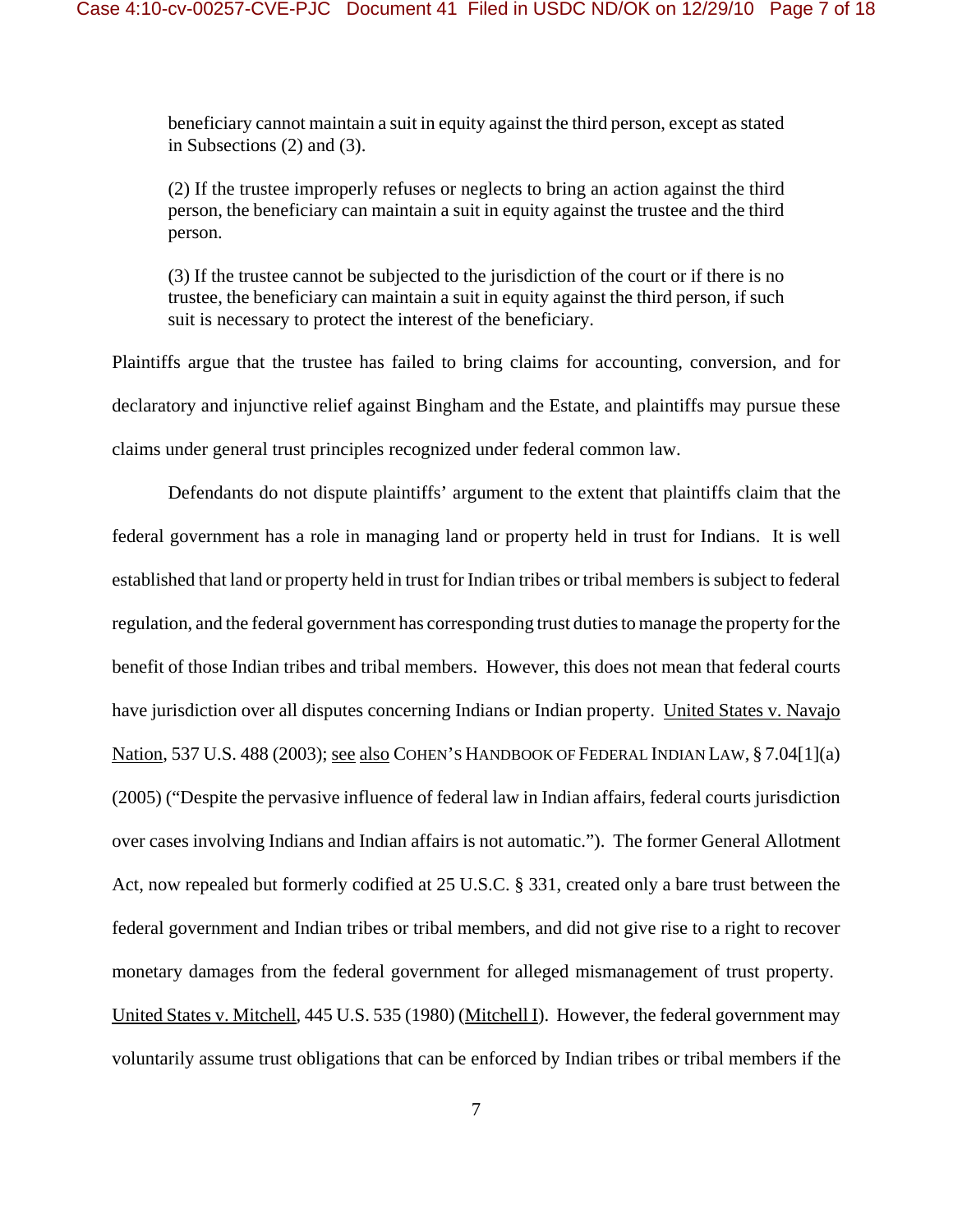> beneficiary cannot maintain a suit in equity against the third person, except as stated in Subsections (2) and (3).
>
> (2) If the trustee improperly refuses or neglects to bring an action against the third person, the beneficiary can maintain a suit in equity against the trustee and the third person.
>
> (3) If the trustee cannot be subjected to the jurisdiction of the court or if there is no trustee, the beneficiary can maintain a suit in equity against the third person, if such suit is necessary to protect the interest of the beneficiary.

Plaintiffs argue that the trustee has failed to bring claims for accounting, conversion, and for declaratory and injunctive relief against Bingham and the Estate, and plaintiffs may pursue these claims under general trust principles recognized under federal common law.

Defendants do not dispute plaintiffs' argument to the extent that plaintiffs claim that the federal government has a role in managing land or property held in trust for Indians. It is well established that land or property held in trust for Indian tribes or tribal members is subject to federal regulation, and the federal government has corresponding trust duties to manage the property for the benefit of those Indian tribes and tribal members. However, this does not mean that federal courts have jurisdiction over all disputes concerning Indians or Indian property. United States v. Navajo Nation, 537 U.S. 488 (2003); see also COHEN'S HANDBOOK OF FEDERAL INDIAN LAW, § 7.04[1](a) (2005) ("Despite the pervasive influence of federal law in Indian affairs, federal courts jurisdiction over cases involving Indians and Indian affairs is not automatic."). The former General Allotment Act, now repealed but formerly codified at 25 U.S.C. § 331, created only a bare trust between the federal government and Indian tribes or tribal members, and did not give rise to a right to recover monetary damages from the federal government for alleged mismanagement of trust property. United States v. Mitchell, 445 U.S. 535 (1980) (Mitchell I). However, the federal government may voluntarily assume trust obligations that can be enforced by Indian tribes or tribal members if the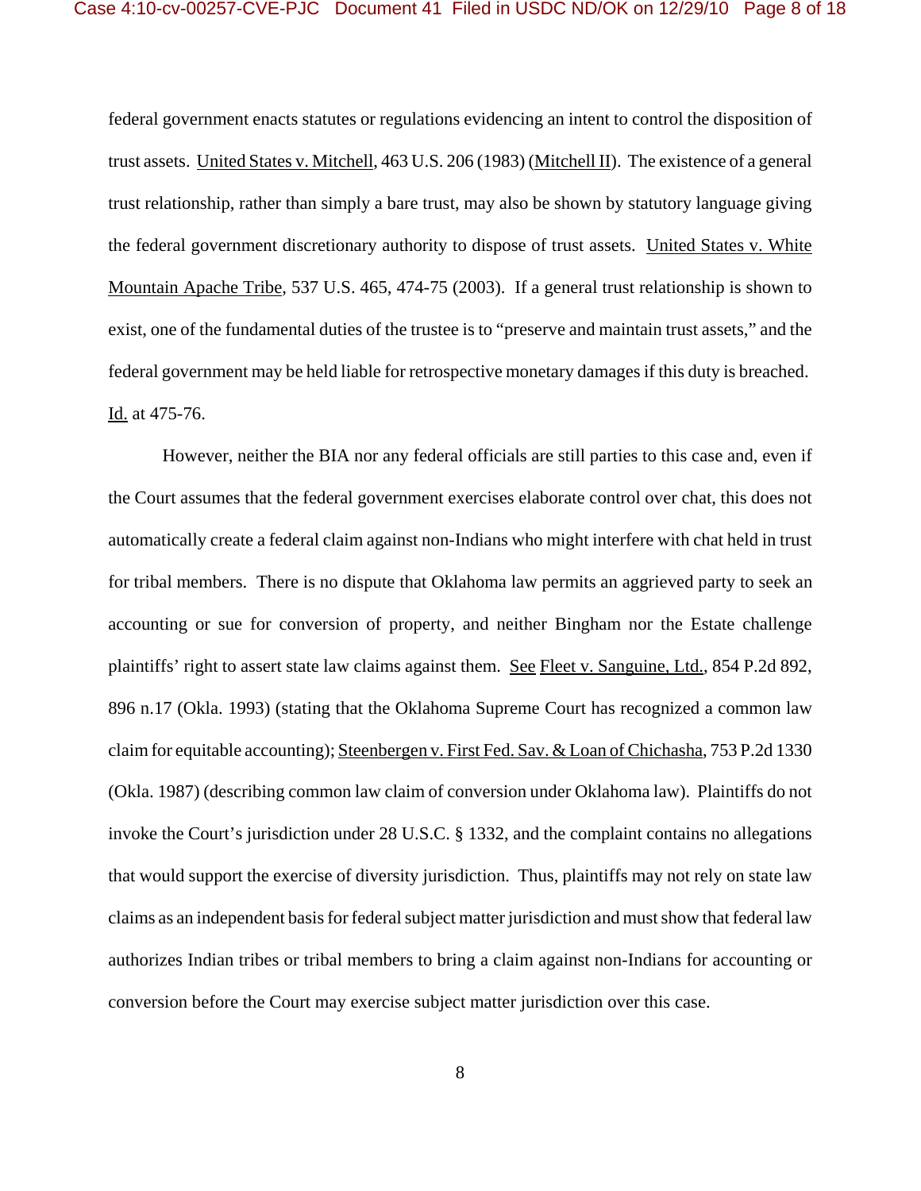federal government enacts statutes or regulations evidencing an intent to control the disposition of trust assets. United States v. Mitchell, 463 U.S. 206 (1983) (Mitchell II). The existence of a general trust relationship, rather than simply a bare trust, may also be shown by statutory language giving the federal government discretionary authority to dispose of trust assets. United States v. White Mountain Apache Tribe, 537 U.S. 465, 474-75 (2003). If a general trust relationship is shown to exist, one of the fundamental duties of the trustee is to "preserve and maintain trust assets," and the federal government may be held liable for retrospective monetary damages if this duty is breached. Id. at 475-76.

However, neither the BIA nor any federal officials are still parties to this case and, even if the Court assumes that the federal government exercises elaborate control over chat, this does not automatically create a federal claim against non-Indians who might interfere with chat held in trust for tribal members. There is no dispute that Oklahoma law permits an aggrieved party to seek an accounting or sue for conversion of property, and neither Bingham nor the Estate challenge plaintiffs' right to assert state law claims against them. See Fleet v. Sanguine, Ltd., 854 P.2d 892, 896 n.17 (Okla. 1993) (stating that the Oklahoma Supreme Court has recognized a common law claim for equitable accounting); Steenbergen v. First Fed. Sav. & Loan of Chichasha, 753 P.2d 1330 (Okla. 1987) (describing common law claim of conversion under Oklahoma law). Plaintiffs do not invoke the Court's jurisdiction under 28 U.S.C. § 1332, and the complaint contains no allegations that would support the exercise of diversity jurisdiction. Thus, plaintiffs may not rely on state law claims as an independent basis for federal subject matter jurisdiction and must show that federal law authorizes Indian tribes or tribal members to bring a claim against non-Indians for accounting or conversion before the Court may exercise subject matter jurisdiction over this case.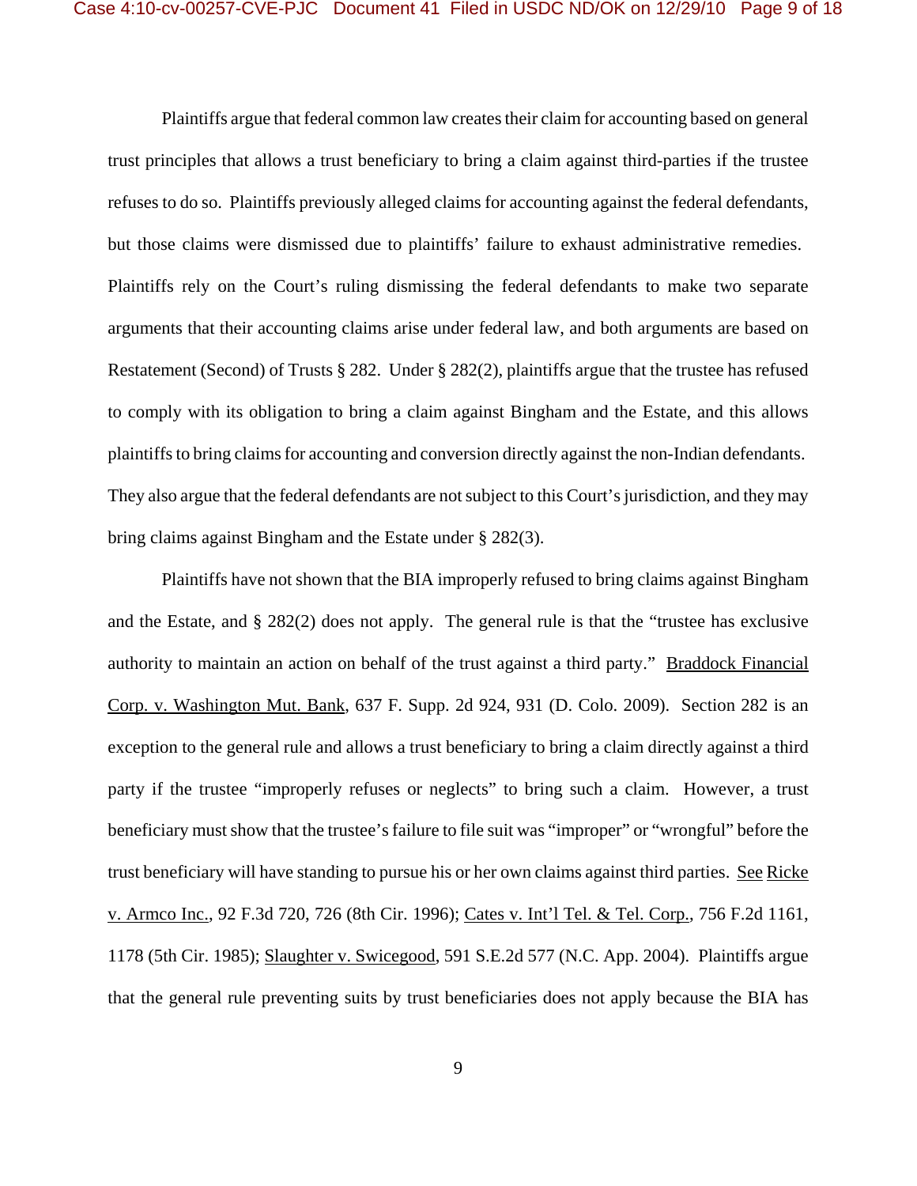Plaintiffs argue that federal common law creates their claim for accounting based on general trust principles that allows a trust beneficiary to bring a claim against third-parties if the trustee refuses to do so. Plaintiffs previously alleged claims for accounting against the federal defendants, but those claims were dismissed due to plaintiffs' failure to exhaust administrative remedies. Plaintiffs rely on the Court's ruling dismissing the federal defendants to make two separate arguments that their accounting claims arise under federal law, and both arguments are based on Restatement (Second) of Trusts § 282. Under § 282(2), plaintiffs argue that the trustee has refused to comply with its obligation to bring a claim against Bingham and the Estate, and this allows plaintiffs to bring claims for accounting and conversion directly against the non-Indian defendants. They also argue that the federal defendants are not subject to this Court's jurisdiction, and they may bring claims against Bingham and the Estate under § 282(3).

Plaintiffs have not shown that the BIA improperly refused to bring claims against Bingham and the Estate, and § 282(2) does not apply. The general rule is that the "trustee has exclusive authority to maintain an action on behalf of the trust against a third party." Braddock Financial Corp. v. Washington Mut. Bank, 637 F. Supp. 2d 924, 931 (D. Colo. 2009). Section 282 is an exception to the general rule and allows a trust beneficiary to bring a claim directly against a third party if the trustee "improperly refuses or neglects" to bring such a claim. However, a trust beneficiary must show that the trustee's failure to file suit was "improper" or "wrongful" before the trust beneficiary will have standing to pursue his or her own claims against third parties. See Ricke v. Armco Inc., 92 F.3d 720, 726 (8th Cir. 1996); Cates v. Int'l Tel. & Tel. Corp., 756 F.2d 1161, 1178 (5th Cir. 1985); Slaughter v. Swicegood, 591 S.E.2d 577 (N.C. App. 2004). Plaintiffs argue that the general rule preventing suits by trust beneficiaries does not apply because the BIA has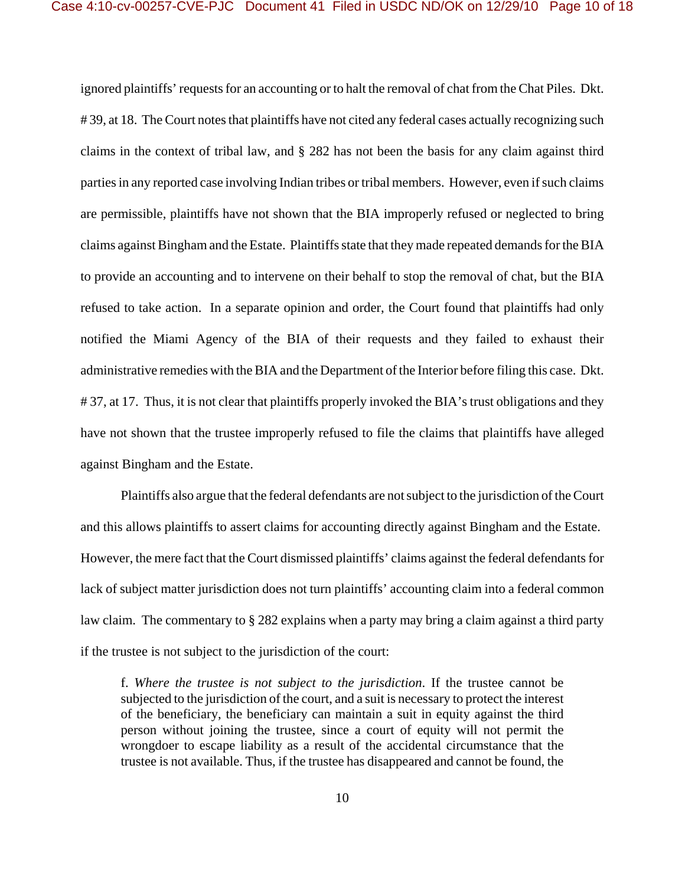ignored plaintiffs' requests for an accounting or to halt the removal of chat from the Chat Piles. Dkt. # 39, at 18. The Court notes that plaintiffs have not cited any federal cases actually recognizing such claims in the context of tribal law, and § 282 has not been the basis for any claim against third parties in any reported case involving Indian tribes or tribal members. However, even if such claims are permissible, plaintiffs have not shown that the BIA improperly refused or neglected to bring claims against Bingham and the Estate. Plaintiffs state that they made repeated demands for the BIA to provide an accounting and to intervene on their behalf to stop the removal of chat, but the BIA refused to take action. In a separate opinion and order, the Court found that plaintiffs had only notified the Miami Agency of the BIA of their requests and they failed to exhaust their administrative remedies with the BIA and the Department of the Interior before filing this case. Dkt. # 37, at 17. Thus, it is not clear that plaintiffs properly invoked the BIA's trust obligations and they have not shown that the trustee improperly refused to file the claims that plaintiffs have alleged against Bingham and the Estate.

Plaintiffs also argue that the federal defendants are not subject to the jurisdiction of the Court and this allows plaintiffs to assert claims for accounting directly against Bingham and the Estate. However, the mere fact that the Court dismissed plaintiffs' claims against the federal defendants for lack of subject matter jurisdiction does not turn plaintiffs' accounting claim into a federal common law claim. The commentary to § 282 explains when a party may bring a claim against a third party if the trustee is not subject to the jurisdiction of the court:

> f. *Where the trustee is not subject to the jurisdiction*. If the trustee cannot be subjected to the jurisdiction of the court, and a suit is necessary to protect the interest of the beneficiary, the beneficiary can maintain a suit in equity against the third person without joining the trustee, since a court of equity will not permit the wrongdoer to escape liability as a result of the accidental circumstance that the trustee is not available. Thus, if the trustee has disappeared and cannot be found, the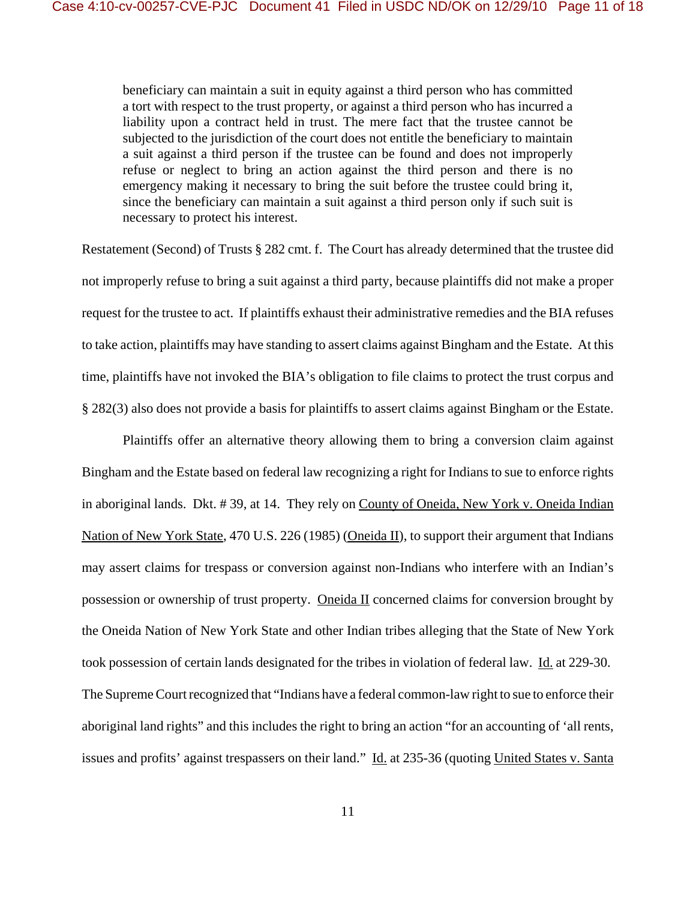> beneficiary can maintain a suit in equity against a third person who has committed a tort with respect to the trust property, or against a third person who has incurred a liability upon a contract held in trust. The mere fact that the trustee cannot be subjected to the jurisdiction of the court does not entitle the beneficiary to maintain a suit against a third person if the trustee can be found and does not improperly refuse or neglect to bring an action against the third person and there is no emergency making it necessary to bring the suit before the trustee could bring it, since the beneficiary can maintain a suit against a third person only if such suit is necessary to protect his interest.

Restatement (Second) of Trusts § 282 cmt. f. The Court has already determined that the trustee did not improperly refuse to bring a suit against a third party, because plaintiffs did not make a proper request for the trustee to act. If plaintiffs exhaust their administrative remedies and the BIA refuses to take action, plaintiffs may have standing to assert claims against Bingham and the Estate. At this time, plaintiffs have not invoked the BIA's obligation to file claims to protect the trust corpus and § 282(3) also does not provide a basis for plaintiffs to assert claims against Bingham or the Estate.

Plaintiffs offer an alternative theory allowing them to bring a conversion claim against Bingham and the Estate based on federal law recognizing a right for Indians to sue to enforce rights in aboriginal lands. Dkt. # 39, at 14. They rely on County of Oneida, New York v. Oneida Indian Nation of New York State, 470 U.S. 226 (1985) (Oneida II), to support their argument that Indians may assert claims for trespass or conversion against non-Indians who interfere with an Indian's possession or ownership of trust property. Oneida II concerned claims for conversion brought by the Oneida Nation of New York State and other Indian tribes alleging that the State of New York took possession of certain lands designated for the tribes in violation of federal law. Id. at 229-30. The Supreme Court recognized that "Indians have a federal common-law right to sue to enforce their aboriginal land rights" and this includes the right to bring an action "for an accounting of 'all rents, issues and profits' against trespassers on their land." Id. at 235-36 (quoting United States v. Santa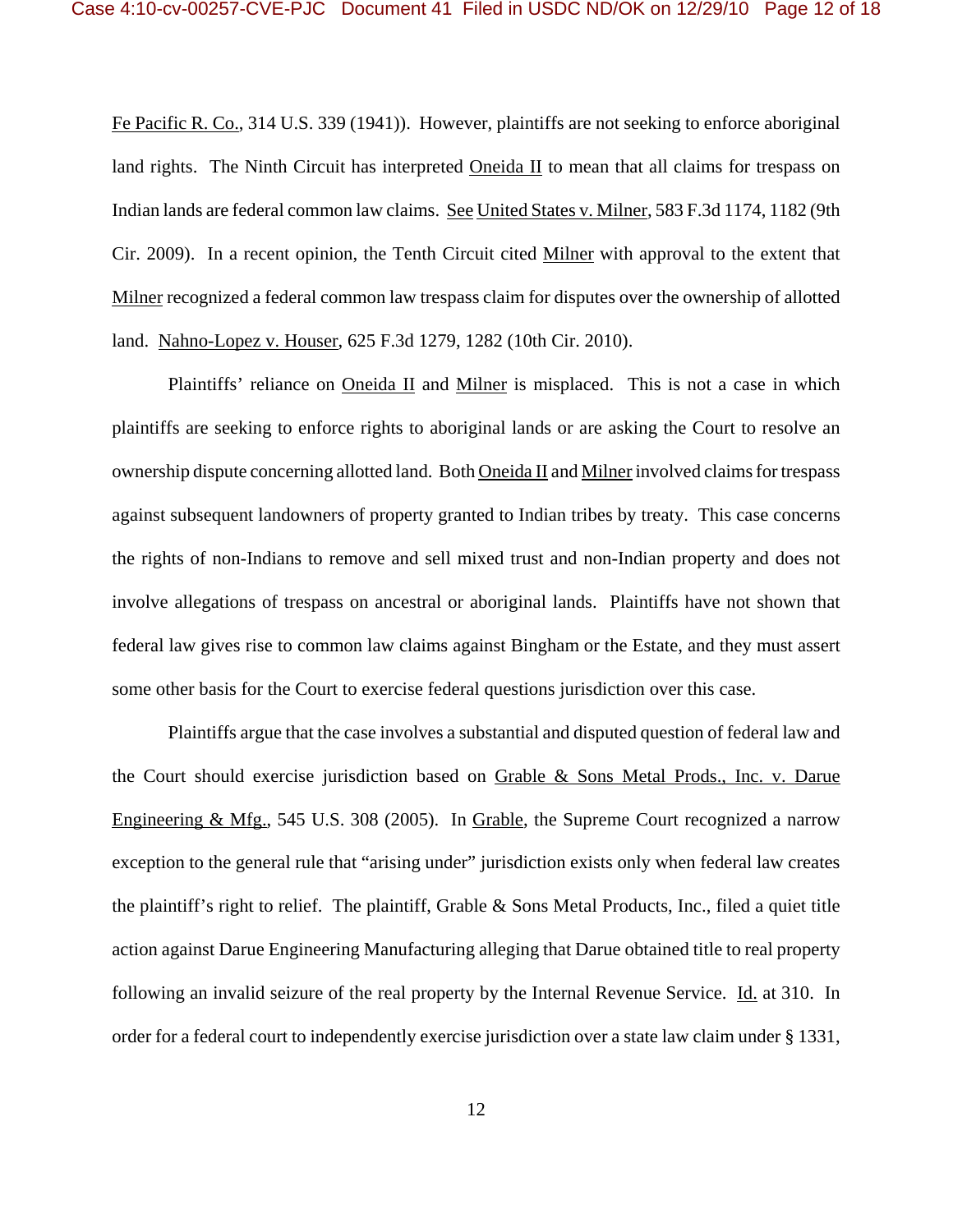Fe Pacific R. Co., 314 U.S. 339 (1941)). However, plaintiffs are not seeking to enforce aboriginal land rights. The Ninth Circuit has interpreted Oneida II to mean that all claims for trespass on Indian lands are federal common law claims. See United States v. Milner, 583 F.3d 1174, 1182 (9th Cir. 2009). In a recent opinion, the Tenth Circuit cited Milner with approval to the extent that Milner recognized a federal common law trespass claim for disputes over the ownership of allotted land. Nahno-Lopez v. Houser, 625 F.3d 1279, 1282 (10th Cir. 2010).

Plaintiffs' reliance on Oneida II and Milner is misplaced. This is not a case in which plaintiffs are seeking to enforce rights to aboriginal lands or are asking the Court to resolve an ownership dispute concerning allotted land. Both Oneida II and Milner involved claims for trespass against subsequent landowners of property granted to Indian tribes by treaty. This case concerns the rights of non-Indians to remove and sell mixed trust and non-Indian property and does not involve allegations of trespass on ancestral or aboriginal lands. Plaintiffs have not shown that federal law gives rise to common law claims against Bingham or the Estate, and they must assert some other basis for the Court to exercise federal questions jurisdiction over this case.

Plaintiffs argue that the case involves a substantial and disputed question of federal law and the Court should exercise jurisdiction based on Grable & Sons Metal Prods., Inc. v. Darue Engineering & Mfg., 545 U.S. 308 (2005). In Grable, the Supreme Court recognized a narrow exception to the general rule that "arising under" jurisdiction exists only when federal law creates the plaintiff's right to relief. The plaintiff, Grable & Sons Metal Products, Inc., filed a quiet title action against Darue Engineering Manufacturing alleging that Darue obtained title to real property following an invalid seizure of the real property by the Internal Revenue Service. Id. at 310. In order for a federal court to independently exercise jurisdiction over a state law claim under § 1331,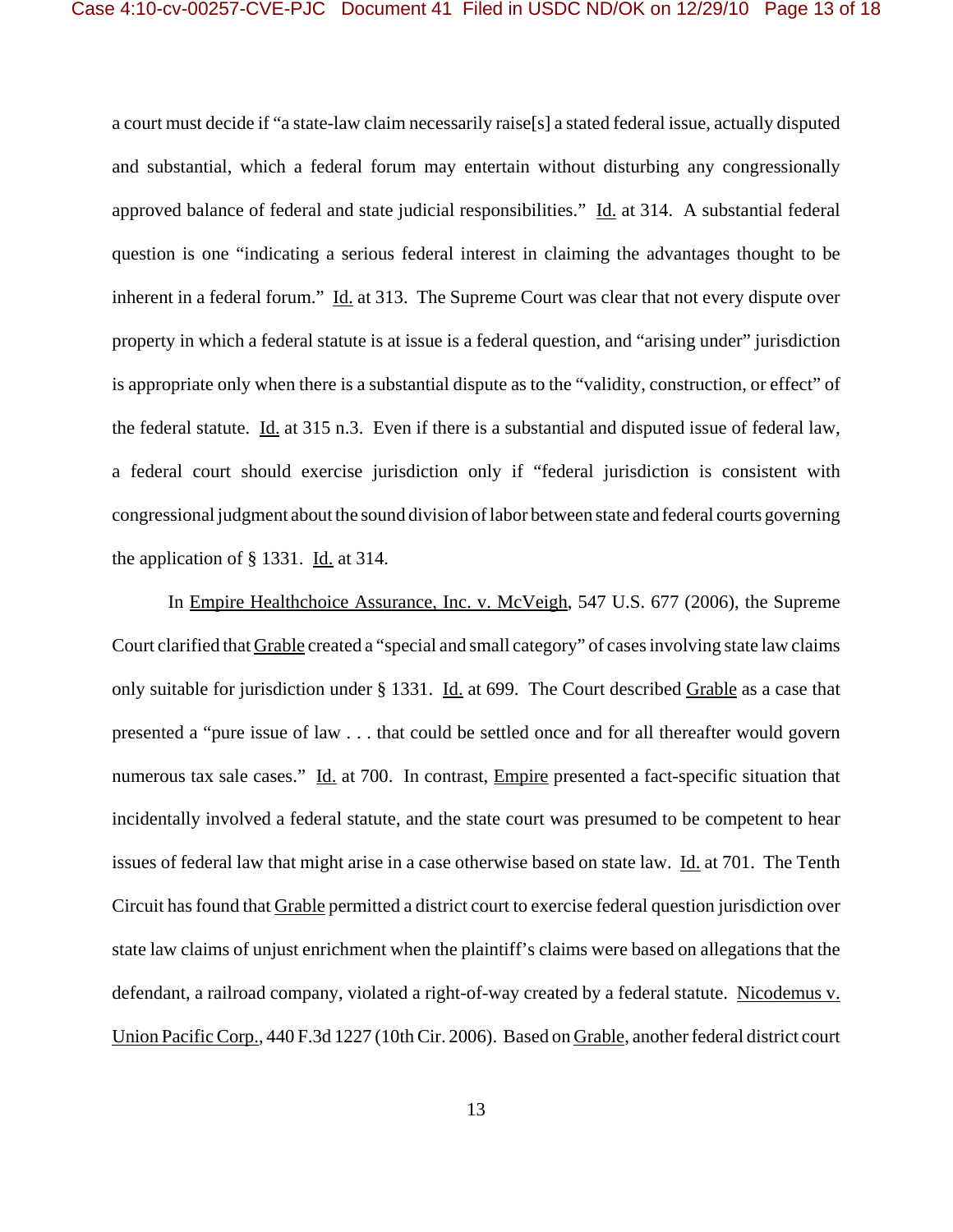a court must decide if "a state-law claim necessarily raise[s] a stated federal issue, actually disputed and substantial, which a federal forum may entertain without disturbing any congressionally approved balance of federal and state judicial responsibilities." Id. at 314. A substantial federal question is one "indicating a serious federal interest in claiming the advantages thought to be inherent in a federal forum." Id. at 313. The Supreme Court was clear that not every dispute over property in which a federal statute is at issue is a federal question, and "arising under" jurisdiction is appropriate only when there is a substantial dispute as to the "validity, construction, or effect" of the federal statute. Id. at 315 n.3. Even if there is a substantial and disputed issue of federal law, a federal court should exercise jurisdiction only if "federal jurisdiction is consistent with congressional judgment about the sound division of labor between state and federal courts governing the application of § 1331. Id. at 314.

In Empire Healthchoice Assurance, Inc. v. McVeigh, 547 U.S. 677 (2006), the Supreme Court clarified that Grable created a "special and small category" of cases involving state law claims only suitable for jurisdiction under § 1331. Id. at 699. The Court described Grable as a case that presented a "pure issue of law . . . that could be settled once and for all thereafter would govern numerous tax sale cases." Id. at 700. In contrast, Empire presented a fact-specific situation that incidentally involved a federal statute, and the state court was presumed to be competent to hear issues of federal law that might arise in a case otherwise based on state law. Id. at 701. The Tenth Circuit has found that Grable permitted a district court to exercise federal question jurisdiction over state law claims of unjust enrichment when the plaintiff's claims were based on allegations that the defendant, a railroad company, violated a right-of-way created by a federal statute. Nicodemus v. Union Pacific Corp., 440 F.3d 1227 (10th Cir. 2006). Based on Grable, another federal district court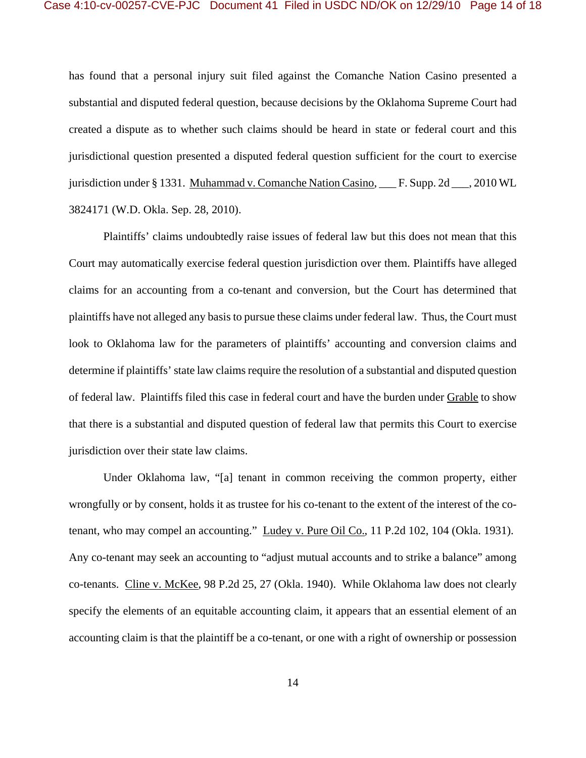has found that a personal injury suit filed against the Comanche Nation Casino presented a substantial and disputed federal question, because decisions by the Oklahoma Supreme Court had created a dispute as to whether such claims should be heard in state or federal court and this jurisdictional question presented a disputed federal question sufficient for the court to exercise jurisdiction under § 1331. Muhammad v. Comanche Nation Casino, ___ F. Supp. 2d ___, 2010 WL 3824171 (W.D. Okla. Sep. 28, 2010).

Plaintiffs' claims undoubtedly raise issues of federal law but this does not mean that this Court may automatically exercise federal question jurisdiction over them. Plaintiffs have alleged claims for an accounting from a co-tenant and conversion, but the Court has determined that plaintiffs have not alleged any basis to pursue these claims under federal law. Thus, the Court must look to Oklahoma law for the parameters of plaintiffs' accounting and conversion claims and determine if plaintiffs' state law claims require the resolution of a substantial and disputed question of federal law. Plaintiffs filed this case in federal court and have the burden under Grable to show that there is a substantial and disputed question of federal law that permits this Court to exercise jurisdiction over their state law claims.

Under Oklahoma law, "[a] tenant in common receiving the common property, either wrongfully or by consent, holds it as trustee for his co-tenant to the extent of the interest of the co-tenant, who may compel an accounting." Ludey v. Pure Oil Co., 11 P.2d 102, 104 (Okla. 1931). Any co-tenant may seek an accounting to "adjust mutual accounts and to strike a balance" among co-tenants. Cline v. McKee, 98 P.2d 25, 27 (Okla. 1940). While Oklahoma law does not clearly specify the elements of an equitable accounting claim, it appears that an essential element of an accounting claim is that the plaintiff be a co-tenant, or one with a right of ownership or possession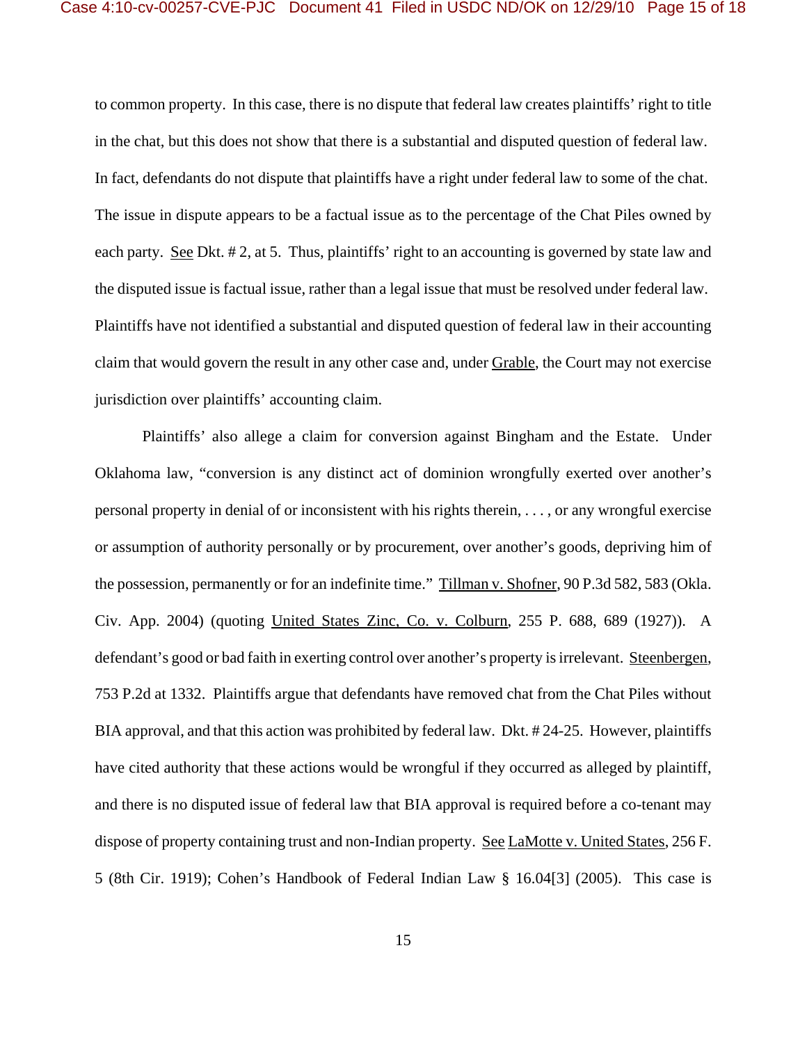to common property. In this case, there is no dispute that federal law creates plaintiffs' right to title in the chat, but this does not show that there is a substantial and disputed question of federal law. In fact, defendants do not dispute that plaintiffs have a right under federal law to some of the chat. The issue in dispute appears to be a factual issue as to the percentage of the Chat Piles owned by each party. See Dkt. # 2, at 5. Thus, plaintiffs' right to an accounting is governed by state law and the disputed issue is factual issue, rather than a legal issue that must be resolved under federal law. Plaintiffs have not identified a substantial and disputed question of federal law in their accounting claim that would govern the result in any other case and, under Grable, the Court may not exercise jurisdiction over plaintiffs' accounting claim.

Plaintiffs' also allege a claim for conversion against Bingham and the Estate. Under Oklahoma law, "conversion is any distinct act of dominion wrongfully exerted over another's personal property in denial of or inconsistent with his rights therein, . . . , or any wrongful exercise or assumption of authority personally or by procurement, over another's goods, depriving him of the possession, permanently or for an indefinite time." Tillman v. Shofner, 90 P.3d 582, 583 (Okla. Civ. App. 2004) (quoting United States Zinc, Co. v. Colburn, 255 P. 688, 689 (1927)). A defendant's good or bad faith in exerting control over another's property is irrelevant. Steenbergen, 753 P.2d at 1332. Plaintiffs argue that defendants have removed chat from the Chat Piles without BIA approval, and that this action was prohibited by federal law. Dkt. # 24-25. However, plaintiffs have cited authority that these actions would be wrongful if they occurred as alleged by plaintiff, and there is no disputed issue of federal law that BIA approval is required before a co-tenant may dispose of property containing trust and non-Indian property. See LaMotte v. United States, 256 F. 5 (8th Cir. 1919); Cohen's Handbook of Federal Indian Law § 16.04[3] (2005). This case is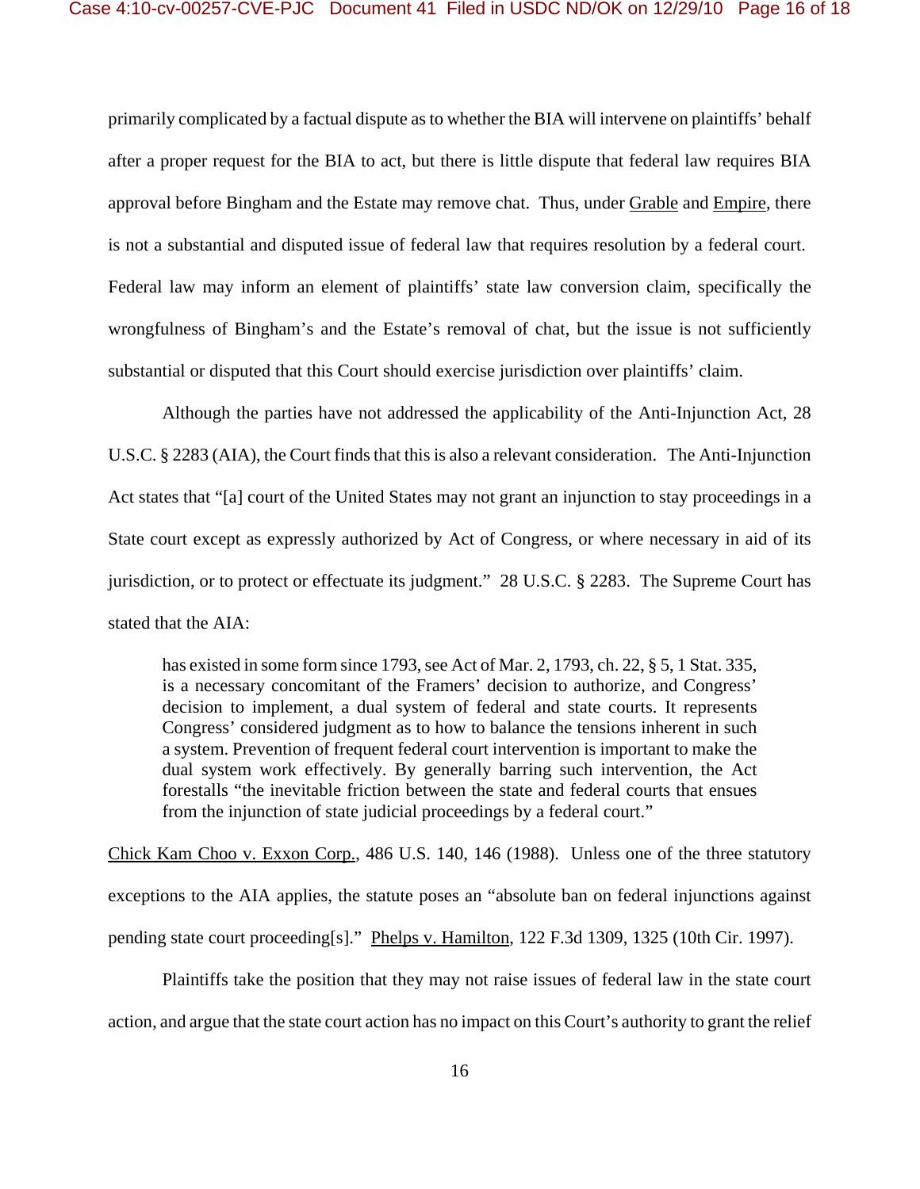primarily complicated by a factual dispute as to whether the BIA will intervene on plaintiffs' behalf after a proper request for the BIA to act, but there is little dispute that federal law requires BIA approval before Bingham and the Estate may remove chat. Thus, under Grable and Empire, there is not a substantial and disputed issue of federal law that requires resolution by a federal court. Federal law may inform an element of plaintiffs' state law conversion claim, specifically the wrongfulness of Bingham's and the Estate's removal of chat, but the issue is not sufficiently substantial or disputed that this Court should exercise jurisdiction over plaintiffs' claim.

Although the parties have not addressed the applicability of the Anti-Injunction Act, 28 U.S.C. § 2283 (AIA), the Court finds that this is also a relevant consideration. The Anti-Injunction Act states that "[a] court of the United States may not grant an injunction to stay proceedings in a State court except as expressly authorized by Act of Congress, or where necessary in aid of its jurisdiction, or to protect or effectuate its judgment." 28 U.S.C. § 2283. The Supreme Court has stated that the AIA:

> has existed in some form since 1793, see Act of Mar. 2, 1793, ch. 22, § 5, 1 Stat. 335, is a necessary concomitant of the Framers' decision to authorize, and Congress' decision to implement, a dual system of federal and state courts. It represents Congress' considered judgment as to how to balance the tensions inherent in such a system. Prevention of frequent federal court intervention is important to make the dual system work effectively. By generally barring such intervention, the Act forestalls "the inevitable friction between the state and federal courts that ensues from the injunction of state judicial proceedings by a federal court."

Chick Kam Choo v. Exxon Corp., 486 U.S. 140, 146 (1988). Unless one of the three statutory exceptions to the AIA applies, the statute poses an "absolute ban on federal injunctions against pending state court proceeding[s]." Phelps v. Hamilton, 122 F.3d 1309, 1325 (10th Cir. 1997).

Plaintiffs take the position that they may not raise issues of federal law in the state court action, and argue that the state court action has no impact on this Court's authority to grant the relief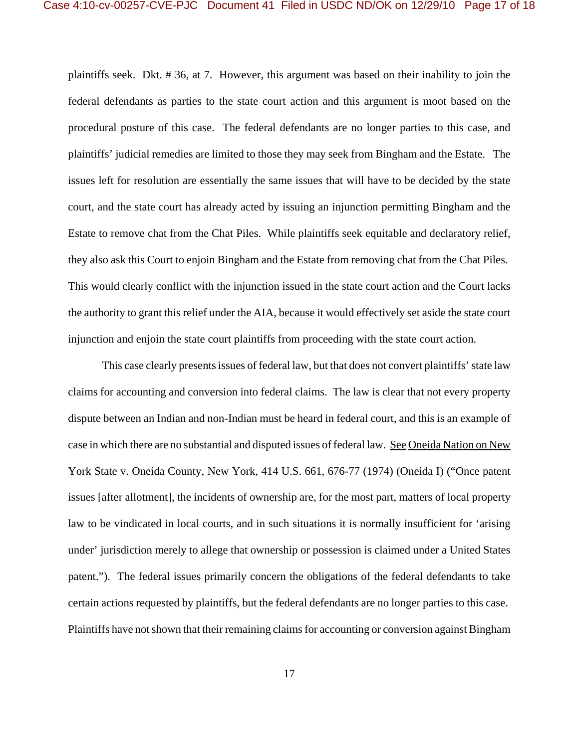plaintiffs seek. Dkt. # 36, at 7. However, this argument was based on their inability to join the federal defendants as parties to the state court action and this argument is moot based on the procedural posture of this case. The federal defendants are no longer parties to this case, and plaintiffs' judicial remedies are limited to those they may seek from Bingham and the Estate. The issues left for resolution are essentially the same issues that will have to be decided by the state court, and the state court has already acted by issuing an injunction permitting Bingham and the Estate to remove chat from the Chat Piles. While plaintiffs seek equitable and declaratory relief, they also ask this Court to enjoin Bingham and the Estate from removing chat from the Chat Piles. This would clearly conflict with the injunction issued in the state court action and the Court lacks the authority to grant this relief under the AIA, because it would effectively set aside the state court injunction and enjoin the state court plaintiffs from proceeding with the state court action.

This case clearly presents issues of federal law, but that does not convert plaintiffs' state law claims for accounting and conversion into federal claims. The law is clear that not every property dispute between an Indian and non-Indian must be heard in federal court, and this is an example of case in which there are no substantial and disputed issues of federal law. See Oneida Nation on New York State v. Oneida County, New York, 414 U.S. 661, 676-77 (1974) (Oneida I) ("Once patent issues [after allotment], the incidents of ownership are, for the most part, matters of local property law to be vindicated in local courts, and in such situations it is normally insufficient for 'arising under' jurisdiction merely to allege that ownership or possession is claimed under a United States patent."). The federal issues primarily concern the obligations of the federal defendants to take certain actions requested by plaintiffs, but the federal defendants are no longer parties to this case. Plaintiffs have not shown that their remaining claims for accounting or conversion against Bingham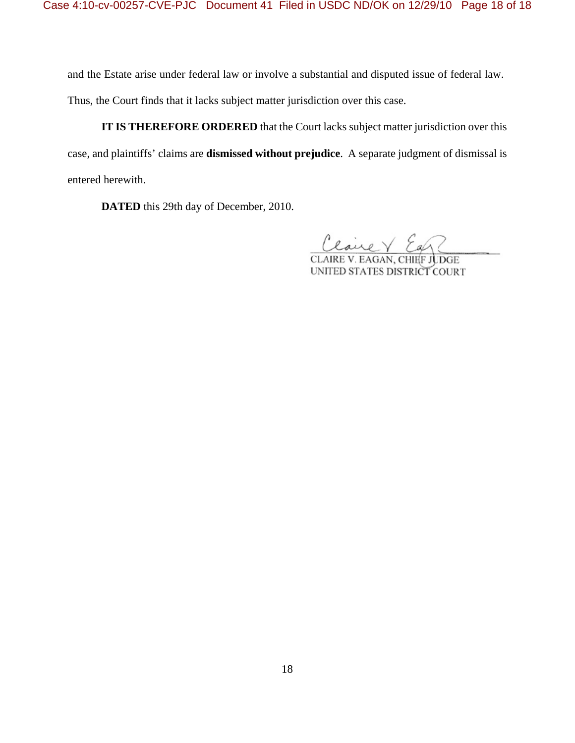and the Estate arise under federal law or involve a substantial and disputed issue of federal law. Thus, the Court finds that it lacks subject matter jurisdiction over this case.

**IT IS THEREFORE ORDERED** that the Court lacks subject matter jurisdiction over this case, and plaintiffs' claims are **dismissed without prejudice**. A separate judgment of dismissal is entered herewith.

**DATED** this 29th day of December, 2010.

CLAIRE V. EAGAN, CHIEF JUDGE
UNITED STATES DISTRICT COURT